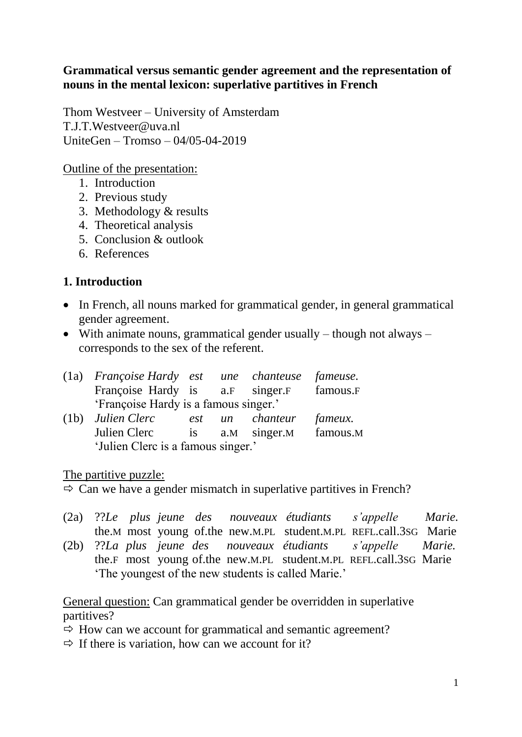**Grammatical versus semantic gender agreement and the representation of nouns in the mental lexicon: superlative partitives in French**

Thom Westveer – University of Amsterdam
T.J.T.Westveer@uva.nl
UniteGen – Tromso – 04/05-04-2019

Outline of the presentation:

1. Introduction
2. Previous study
3. Methodology & results
4. Theoretical analysis
5. Conclusion & outlook
6. References

## 1. Introduction

- In French, all nouns marked for grammatical gender, in general grammatical gender agreement.
- With animate nouns, grammatical gender usually – though not always – corresponds to the sex of the referent.

(1a) *Françoise Hardy est une chanteuse fameuse.*
Françoise Hardy is a.F singer.F famous.F
'Françoise Hardy is a famous singer.'

(1b) *Julien Clerc est un chanteur fameux.*
Julien Clerc is a.M singer.M famous.M
'Julien Clerc is a famous singer.'

The partitive puzzle:

⇨ Can we have a gender mismatch in superlative partitives in French?

(2a) ??*Le plus jeune des nouveaux étudiants s'appelle Marie.*
the.M most young of.the new.M.PL student.M.PL REFL.call.3SG Marie

(2b) ??*La plus jeune des nouveaux étudiants s'appelle Marie.*
the.F most young of.the new.M.PL student.M.PL REFL.call.3SG Marie
'The youngest of the new students is called Marie.'

General question: Can grammatical gender be overridden in superlative partitives?

⇨ How can we account for grammatical and semantic agreement?

⇨ If there is variation, how can we account for it?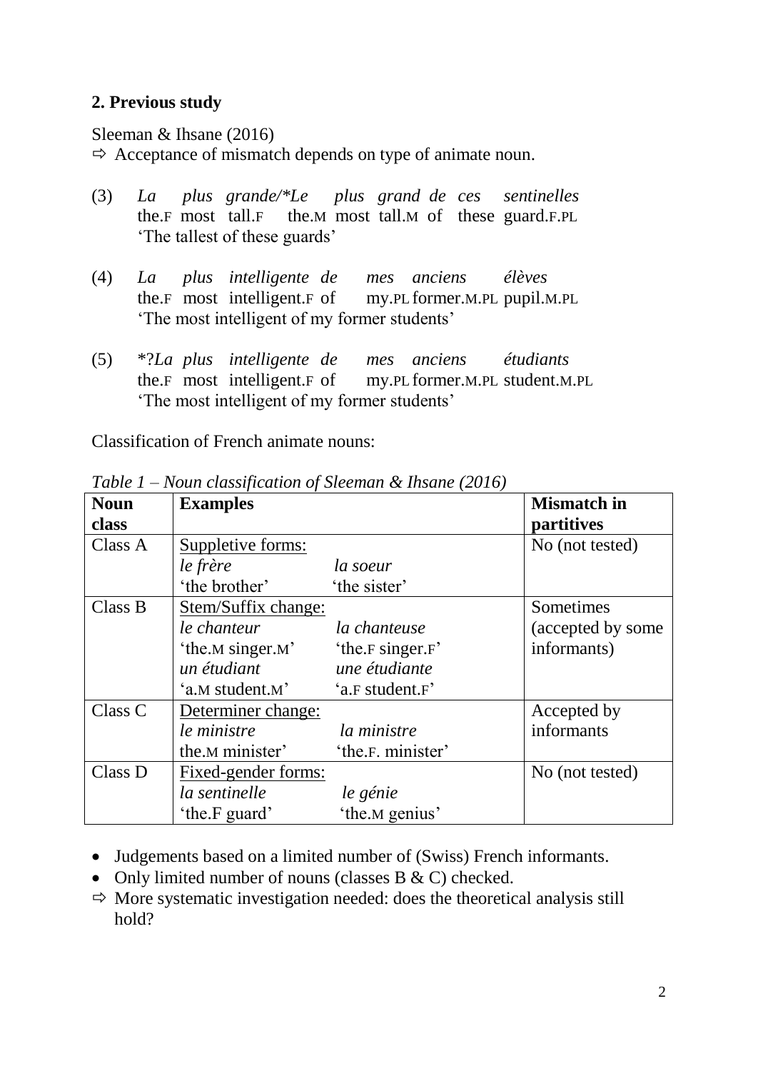## 2. Previous study

Sleeman & Ihsane (2016)

⇨ Acceptance of mismatch depends on type of animate noun.

(3) *La plus grande/\*Le plus grand de ces sentinelles*
the.F most tall.F the.M most tall.M of these guard.F.PL
'The tallest of these guards'

(4) *La plus intelligente de mes anciens élèves*
the.F most intelligent.F of my.PL former.M.PL pupil.M.PL
'The most intelligent of my former students'

(5) \*?*La plus intelligente de mes anciens étudiants*
the.F most intelligent.F of my.PL former.M.PL student.M.PL
'The most intelligent of my former students'

Classification of French animate nouns:

*Table 1 – Noun classification of Sleeman & Ihsane (2016)*

| **Noun class** | **Examples** | | **Mismatch in partitives** |
|---|---|---|---|
| Class A | Suppletive forms: | | No (not tested) |
| | *le frère* | *la soeur* | |
| | 'the brother' | 'the sister' | |
| Class B | Stem/Suffix change: | | Sometimes (accepted by some informants) |
| | *le chanteur* | *la chanteuse* | |
| | 'the.M singer.M' | 'the.F singer.F' | |
| | *un étudiant* | *une étudiante* | |
| | 'a.M student.M' | 'a.F student.F' | |
| Class C | Determiner change: | | Accepted by informants |
| | *le ministre* | *la ministre* | |
| | the.M minister' | 'the.F. minister' | |
| Class D | Fixed-gender forms: | | No (not tested) |
| | *la sentinelle* | *le génie* | |
| | 'the.F guard' | 'the.M genius' | |

- Judgements based on a limited number of (Swiss) French informants.
- Only limited number of nouns (classes B & C) checked.

⇨ More systematic investigation needed: does the theoretical analysis still hold?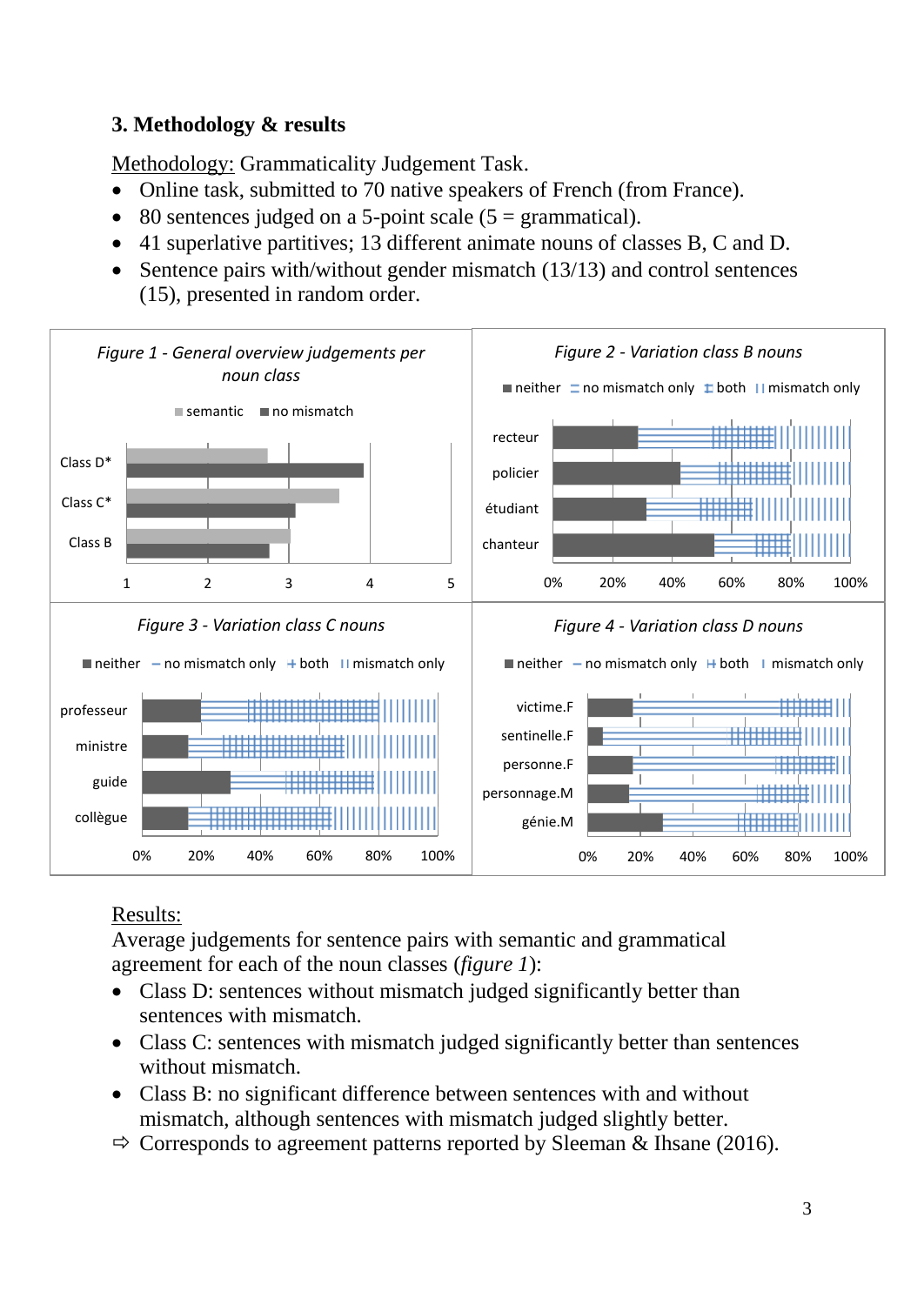## 3. Methodology & results

Methodology: Grammaticality Judgement Task.

- Online task, submitted to 70 native speakers of French (from France).
- 80 sentences judged on a 5-point scale (5 = grammatical).
- 41 superlative partitives; 13 different animate nouns of classes B, C and D.
- Sentence pairs with/without gender mismatch (13/13) and control sentences (15), presented in random order.

*Figure 1 - General overview judgements per noun class*

semantic · no mismatch

Class D* · Class C* · Class B

1 · 2 · 3 · 4 · 5

*Figure 2 - Variation class B nouns*

neither · no mismatch only · both · mismatch only

recteur · policier · étudiant · chanteur

0% · 20% · 40% · 60% · 80% · 100%

*Figure 3 - Variation class C nouns*

neither · no mismatch only · both · mismatch only

professeur · ministre · guide · collègue

0% · 20% · 40% · 60% · 80% · 100%

*Figure 4 - Variation class D nouns*

neither · no mismatch only · both · mismatch only

victime.F · sentinelle.F · personne.F · personnage.M · génie.M

0% · 20% · 40% · 60% · 80% · 100%

Results:

Average judgements for sentence pairs with semantic and grammatical agreement for each of the noun classes (*figure 1*):

- Class D: sentences without mismatch judged significantly better than sentences with mismatch.
- Class C: sentences with mismatch judged significantly better than sentences without mismatch.
- Class B: no significant difference between sentences with and without mismatch, although sentences with mismatch judged slightly better.

⇨ Corresponds to agreement patterns reported by Sleeman & Ihsane (2016).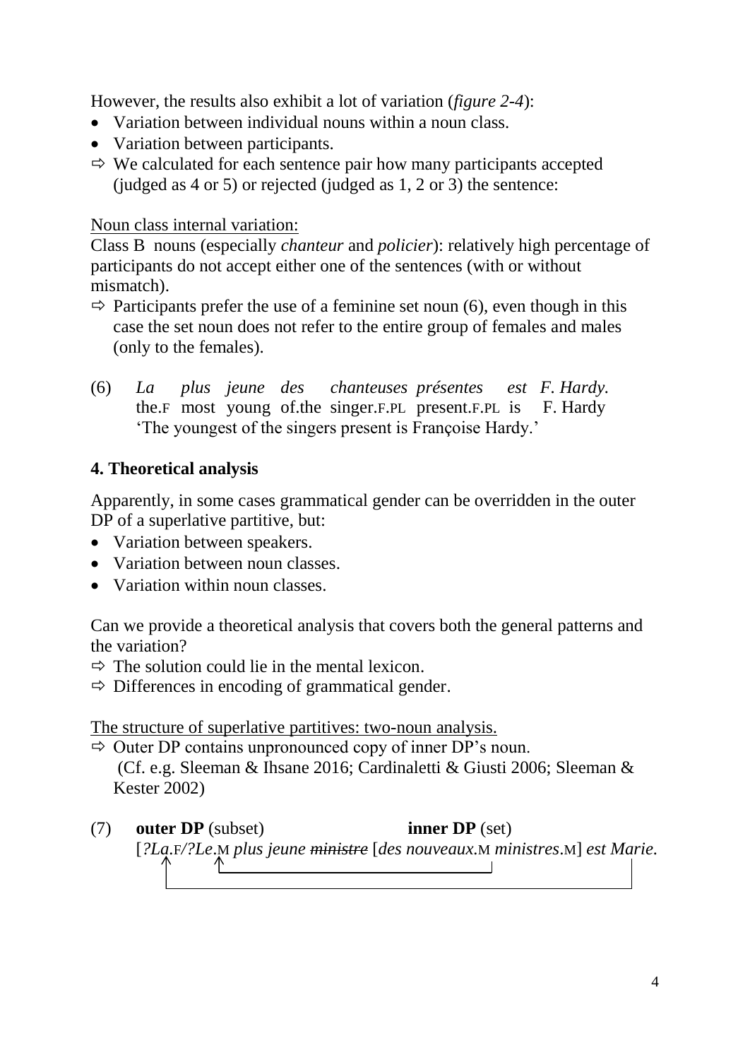However, the results also exhibit a lot of variation (*figure 2-4*):

- Variation between individual nouns within a noun class.
- Variation between participants.
- ⇨ We calculated for each sentence pair how many participants accepted (judged as 4 or 5) or rejected (judged as 1, 2 or 3) the sentence:

Noun class internal variation:

Class B nouns (especially *chanteur* and *policier*): relatively high percentage of participants do not accept either one of the sentences (with or without mismatch).

⇨ Participants prefer the use of a feminine set noun (6), even though in this case the set noun does not refer to the entire group of females and males (only to the females).

(6) *La plus jeune des chanteuses présentes est F. Hardy.*
the.F most young of.the singer.F.PL present.F.PL is F. Hardy
'The youngest of the singers present is Françoise Hardy.'

## 4. Theoretical analysis

Apparently, in some cases grammatical gender can be overridden in the outer DP of a superlative partitive, but:

- Variation between speakers.
- Variation between noun classes.
- Variation within noun classes.

Can we provide a theoretical analysis that covers both the general patterns and the variation?

⇨ The solution could lie in the mental lexicon.

⇨ Differences in encoding of grammatical gender.

The structure of superlative partitives: two-noun analysis.

⇨ Outer DP contains unpronounced copy of inner DP's noun.
(Cf. e.g. Sleeman & Ihsane 2016; Cardinaletti & Giusti 2006; Sleeman & Kester 2002)

(7) **outer DP** (subset) **inner DP** (set)
[*?La*.F/*?Le*.M *plus jeune* ~~*ministre*~~ [*des nouveaux*.M *ministres*.M] *est Marie.*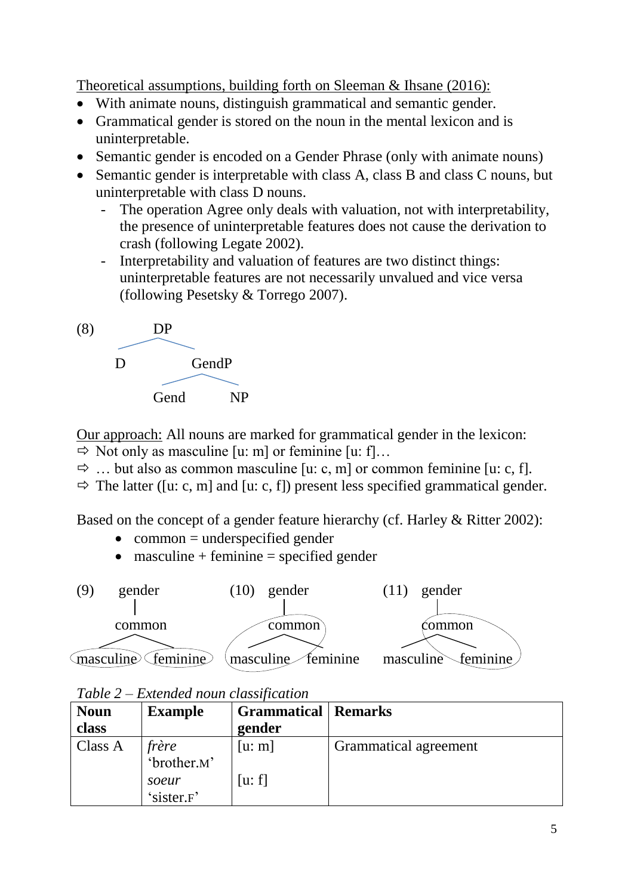Theoretical assumptions, building forth on Sleeman & Ihsane (2016):

- With animate nouns, distinguish grammatical and semantic gender.
- Grammatical gender is stored on the noun in the mental lexicon and is uninterpretable.
- Semantic gender is encoded on a Gender Phrase (only with animate nouns)
- Semantic gender is interpretable with class A, class B and class C nouns, but uninterpretable with class D nouns.
  - The operation Agree only deals with valuation, not with interpretability, the presence of uninterpretable features does not cause the derivation to crash (following Legate 2002).
  - Interpretability and valuation of features are two distinct things: uninterpretable features are not necessarily unvalued and vice versa (following Pesetsky & Torrego 2007).

(8)

```
        DP
       /  \
      D    GendP
          /    \
       Gend     NP
```

Our approach: All nouns are marked for grammatical gender in the lexicon:

⇨ Not only as masculine [u: m] or feminine [u: f]…
⇨ … but also as common masculine [u: c, m] or common feminine [u: c, f].
⇨ The latter ([u: c, m] and [u: c, f]) present less specified grammatical gender.

Based on the concept of a gender feature hierarchy (cf. Harley & Ritter 2002):

- common = underspecified gender
- masculine + feminine = specified gender

(9)

```
        gender
          |
        common
       /      \
 (masculine) (feminine)
```

(10)

```
        gender
          |
       (common
       /      
 masculine)    feminine
```

(11)

```
        gender
          |
        (common
              \
 masculine    feminine)
```

*Table 2 – Extended noun classification*

| Noun class | Example | Grammatical gender | Remarks |
|---|---|---|---|
| Class A | *frère* 'brother.M'<br>*soeur* 'sister.F' | [u: m]<br>[u: f] | Grammatical agreement |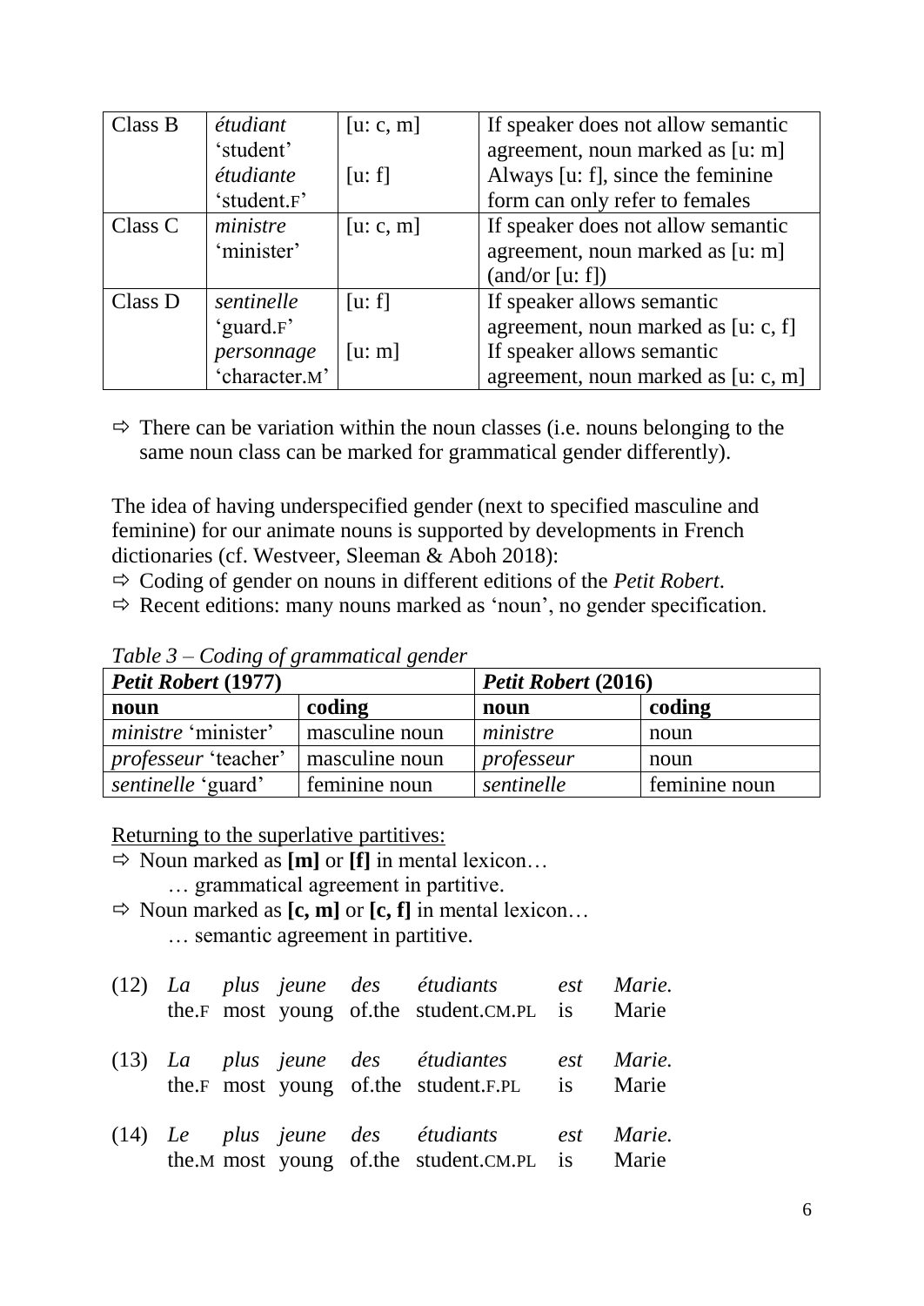| Class B | *étudiant* 'student' | [u: c, m] | If speaker does not allow semantic agreement, noun marked as [u: m] |
|---|---|---|---|
| | *étudiante* 'student.F' | [u: f] | Always [u: f], since the feminine form can only refer to females |
| Class C | *ministre* 'minister' | [u: c, m] | If speaker does not allow semantic agreement, noun marked as [u: m] (and/or [u: f]) |
| Class D | *sentinelle* 'guard.F' | [u: f] | If speaker allows semantic agreement, noun marked as [u: c, f] |
| | *personnage* 'character.M' | [u: m] | If speaker allows semantic agreement, noun marked as [u: c, m] |

⇨ There can be variation within the noun classes (i.e. nouns belonging to the same noun class can be marked for grammatical gender differently).

The idea of having underspecified gender (next to specified masculine and feminine) for our animate nouns is supported by developments in French dictionaries (cf. Westveer, Sleeman & Aboh 2018):

⇨ Coding of gender on nouns in different editions of the *Petit Robert*.

⇨ Recent editions: many nouns marked as 'noun', no gender specification.

*Table 3 – Coding of grammatical gender*

| ***Petit Robert* (1977)** | | ***Petit Robert* (2016)** | |
|---|---|---|---|
| **noun** | **coding** | **noun** | **coding** |
| *ministre* 'minister' | masculine noun | *ministre* | noun |
| *professeur* 'teacher' | masculine noun | *professeur* | noun |
| *sentinelle* 'guard' | feminine noun | *sentinelle* | feminine noun |

Returning to the superlative partitives:

⇨ Noun marked as **[m]** or **[f]** in mental lexicon…
  … grammatical agreement in partitive.

⇨ Noun marked as **[c, m]** or **[c, f]** in mental lexicon…
  … semantic agreement in partitive.

(12) *La plus jeune des étudiants est Marie.*
  the.F most young of.the student.CM.PL is Marie

(13) *La plus jeune des étudiantes est Marie.*
  the.F most young of.the student.F.PL is Marie

(14) *Le plus jeune des étudiants est Marie.*
  the.M most young of.the student.CM.PL is Marie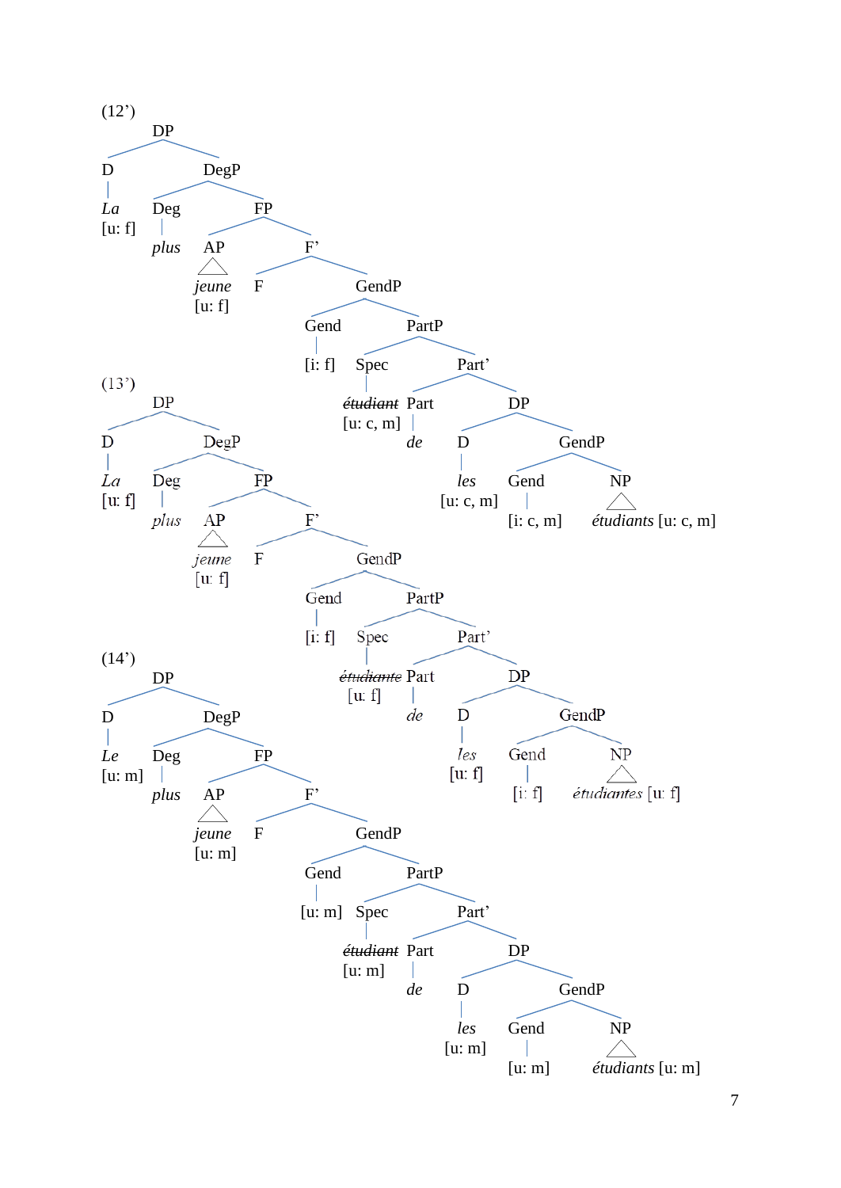(12')

- DP
  - D
    - *La* [u: f]
  - DegP
    - Deg
      - *plus*
    - FP
      - AP
        - *jeune* [u: f]
      - F'
        - F
        - GendP
          - Gend
            - [i: f]
          - PartP
            - Spec
              - ~~*étudiant*~~ [u: c, m]
            - Part'
              - Part
                - *de*
              - DP
                - D
                  - *les* [u: c, m]
                - GendP
                  - Gend
                    - [i: c, m]
                  - NP
                    - *étudiants* [u: c, m]

(13')

- DP
  - D
    - *La* [u: f]
  - DegP
    - Deg
      - *plus*
    - FP
      - AP
        - *jeune* [u: f]
      - F'
        - F
        - GendP
          - Gend
            - [i: f]
          - PartP
            - Spec
              - ~~*étudiante*~~ [u: f]
            - Part'
              - Part
                - *de*
              - DP
                - D
                  - *les* [u: f]
                - GendP
                  - Gend
                    - [i: f]
                  - NP
                    - *étudiantes* [u: f]

(14')

- DP
  - D
    - *Le* [u: m]
  - DegP
    - Deg
      - *plus*
    - FP
      - AP
        - *jeune* [u: m]
      - F'
        - F
        - GendP
          - Gend
            - [u: m]
          - PartP
            - Spec
              - ~~*étudiant*~~ [u: m]
            - Part'
              - Part
                - *de*
              - DP
                - D
                  - *les* [u: m]
                - GendP
                  - Gend
                    - [u: m]
                  - NP
                    - *étudiants* [u: m]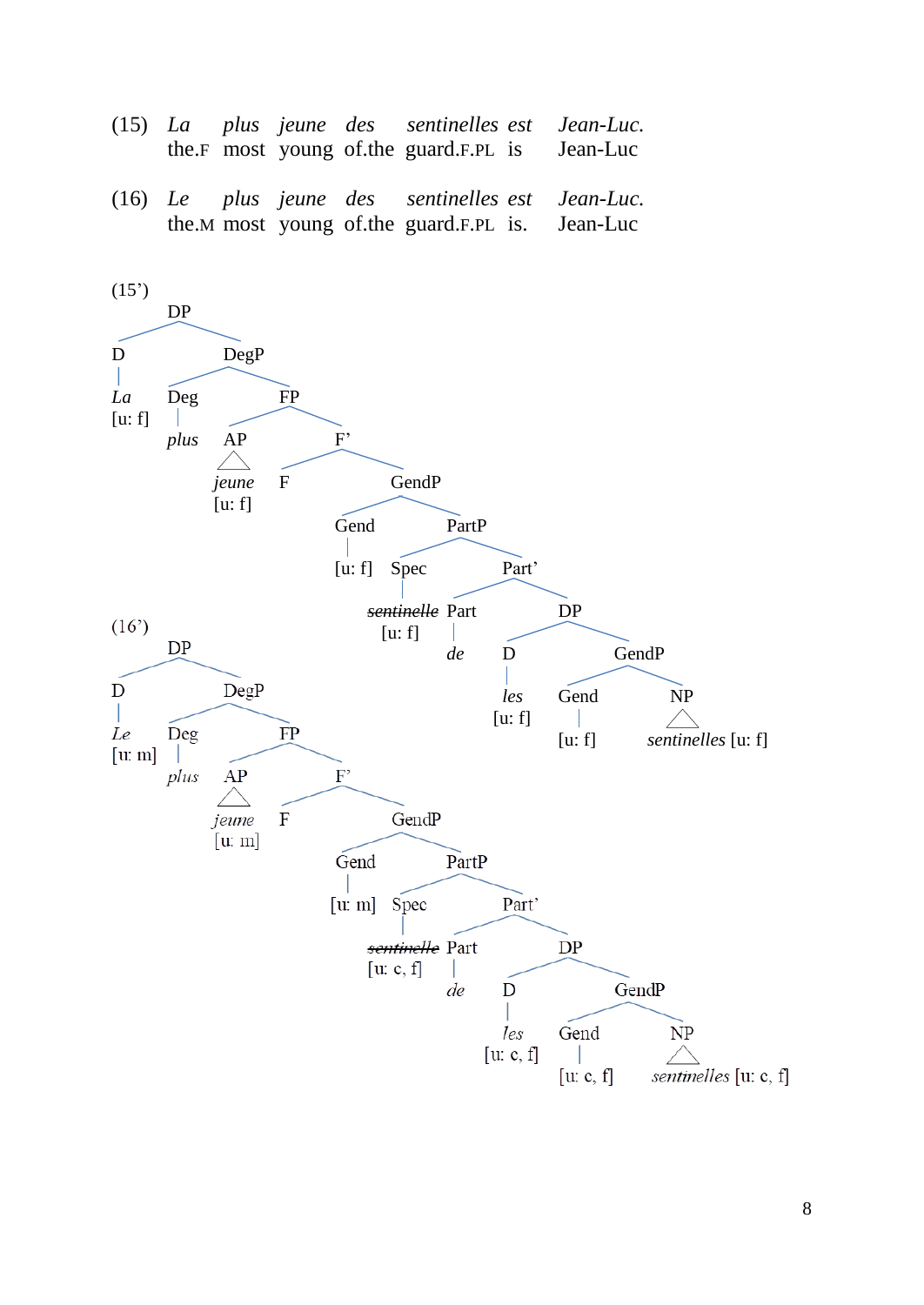(15) *La plus jeune des sentinelles est Jean-Luc.*
the.F most young of.the guard.F.PL is Jean-Luc

(16) *Le plus jeune des sentinelles est Jean-Luc.*
the.M most young of.the guard.F.PL is. Jean-Luc

(15')

```
[DP [D La [u: f]]
    [DegP [Deg plus]
          [FP [AP jeune [u: f]]
              [F' [F]
                  [GendP [Gend [u: f]]
                         [PartP [Spec ~~sentinelle~~ [u: f]]
                                [Part' [Part de]
                                       [DP [D les [u: f]]
                                           [GendP [Gend [u: f]]
                                                  [NP sentinelles [u: f]]]]]]]]]]]
```

(16')

```
[DP [D Le [u: m]]
    [DegP [Deg plus]
          [FP [AP jeune [u: m]]
              [F' [F]
                  [GendP [Gend [u: m]]
                         [PartP [Spec ~~sentinelle~~ [u: c, f]]
                                [Part' [Part de]
                                       [DP [D les [u: c, f]]
                                           [GendP [Gend [u: c, f]]
                                                  [NP sentinelles [u: c, f]]]]]]]]]]]
```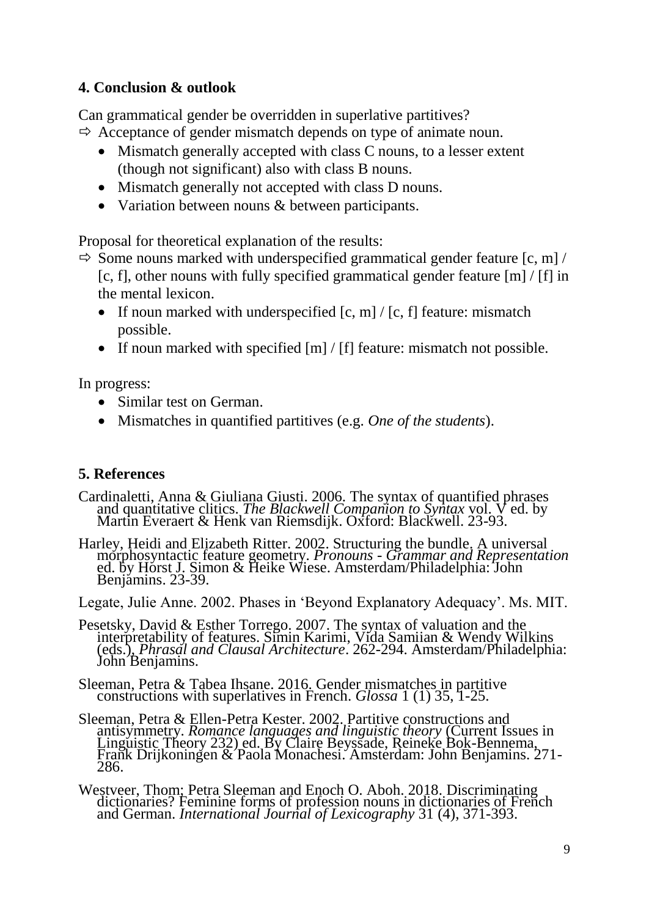## 4. Conclusion & outlook

Can grammatical gender be overridden in superlative partitives?

⇨ Acceptance of gender mismatch depends on type of animate noun.

- Mismatch generally accepted with class C nouns, to a lesser extent (though not significant) also with class B nouns.
- Mismatch generally not accepted with class D nouns.
- Variation between nouns & between participants.

Proposal for theoretical explanation of the results:

⇨ Some nouns marked with underspecified grammatical gender feature [c, m] / [c, f], other nouns with fully specified grammatical gender feature [m] / [f] in the mental lexicon.

- If noun marked with underspecified [c, m] / [c, f] feature: mismatch possible.
- If noun marked with specified [m] / [f] feature: mismatch not possible.

In progress:

- Similar test on German.
- Mismatches in quantified partitives (e.g. *One of the students*).

## 5. References

Cardinaletti, Anna & Giuliana Giusti. 2006. The syntax of quantified phrases and quantitative clitics. *The Blackwell Companion to Syntax* vol. V ed. by Martin Everaert & Henk van Riemsdijk. Oxford: Blackwell. 23-93.

Harley, Heidi and Elizabeth Ritter. 2002. Structuring the bundle. A universal morphosyntactic feature geometry. *Pronouns - Grammar and Representation* ed. by Horst J. Simon & Heike Wiese. Amsterdam/Philadelphia: John Benjamins. 23-39.

Legate, Julie Anne. 2002. Phases in 'Beyond Explanatory Adequacy'. Ms. MIT.

Pesetsky, David & Esther Torrego. 2007. The syntax of valuation and the interpretability of features. Simin Karimi, Vida Samiian & Wendy Wilkins (eds.), *Phrasal and Clausal Architecture*. 262-294. Amsterdam/Philadelphia: John Benjamins.

Sleeman, Petra & Tabea Ihsane. 2016. Gender mismatches in partitive constructions with superlatives in French. *Glossa* 1 (1) 35, 1-25.

Sleeman, Petra & Ellen-Petra Kester. 2002. Partitive constructions and antisymmetry. *Romance languages and linguistic theory* (Current Issues in Linguistic Theory 232) ed. By Claire Beyssade, Reineke Bok-Bennema, Frank Drijkoningen & Paola Monachesi. Amsterdam: John Benjamins. 271-286.

Westveer, Thom; Petra Sleeman and Enoch O. Aboh. 2018. Discriminating dictionaries? Feminine forms of profession nouns in dictionaries of French and German. *International Journal of Lexicography* 31 (4), 371-393.